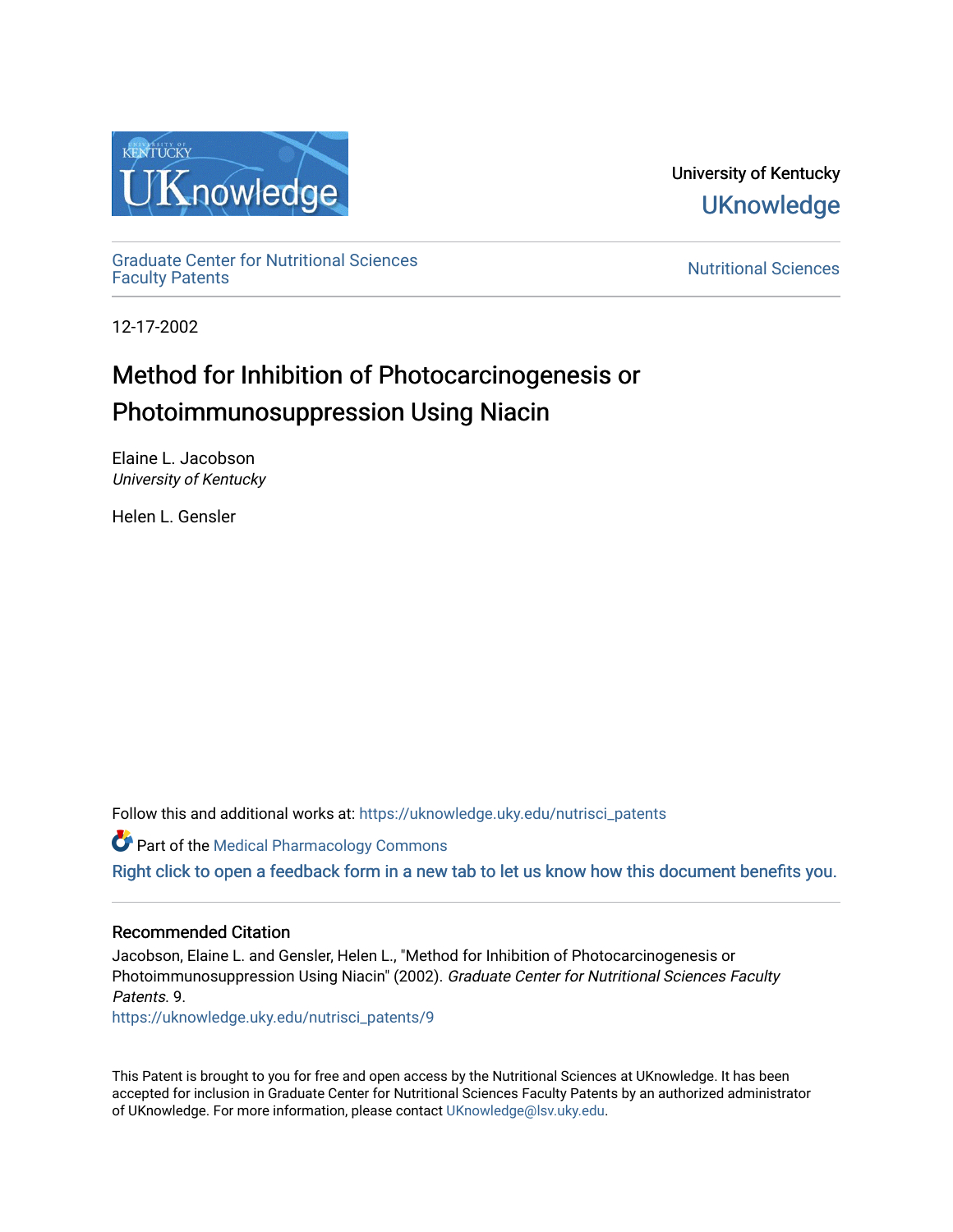University of Kentucky

UKnowledge

Graduate Center for Nutritional Sciences Faculty Patents

Nutritional Sciences

12-17-2002

# Method for Inhibition of Photocarcinogenesis or Photoimmunosuppression Using Niacin

Elaine L. Jacobson
*University of Kentucky*

Helen L. Gensler

Follow this and additional works at: https://uknowledge.uky.edu/nutrisci_patents

Part of the Medical Pharmacology Commons

Right click to open a feedback form in a new tab to let us know how this document benefits you.

## Recommended Citation

Jacobson, Elaine L. and Gensler, Helen L., "Method for Inhibition of Photocarcinogenesis or Photoimmunosuppression Using Niacin" (2002). *Graduate Center for Nutritional Sciences Faculty Patents*. 9.
https://uknowledge.uky.edu/nutrisci_patents/9

This Patent is brought to you for free and open access by the Nutritional Sciences at UKnowledge. It has been accepted for inclusion in Graduate Center for Nutritional Sciences Faculty Patents by an authorized administrator of UKnowledge. For more information, please contact UKnowledge@lsv.uky.edu.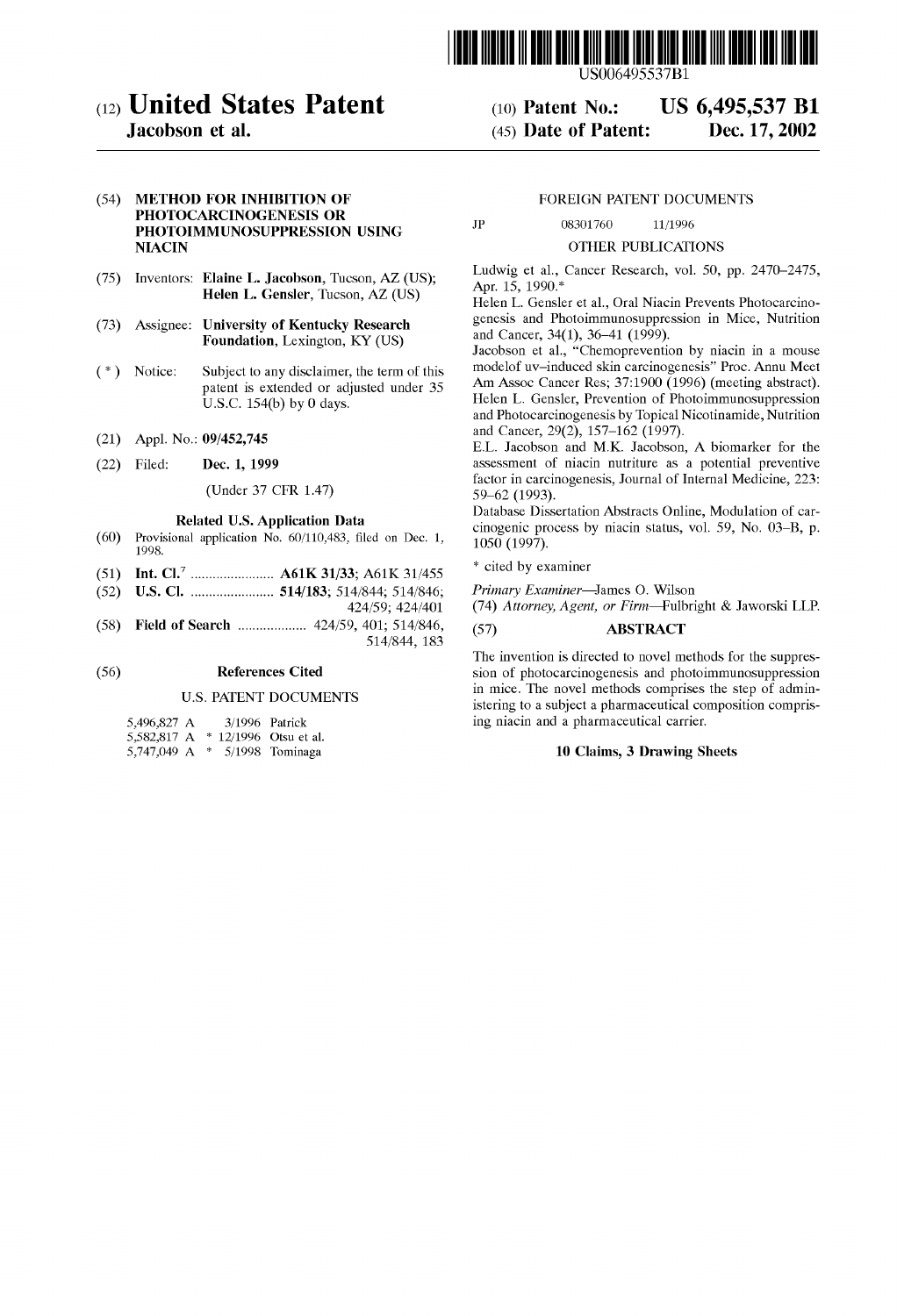# (12) United States Patent

**Jacobson et al.**

(10) **Patent No.:** **US 6,495,537 B1**

(45) **Date of Patent:** **Dec. 17, 2002**

(54) **METHOD FOR INHIBITION OF PHOTOCARCINOGENESIS OR PHOTOIMMUNOSUPPRESSION USING NIACIN**

(75) Inventors: **Elaine L. Jacobson**, Tucson, AZ (US); **Helen L. Gensler**, Tucson, AZ (US)

(73) Assignee: **University of Kentucky Research Foundation**, Lexington, KY (US)

( * ) Notice: Subject to any disclaimer, the term of this patent is extended or adjusted under 35 U.S.C. 154(b) by 0 days.

(21) Appl. No.: **09/452,745**

(22) Filed: **Dec. 1, 1999**

(Under 37 CFR 1.47)

### Related U.S. Application Data

(60) Provisional application No. 60/110,483, filed on Dec. 1, 1998.

(51) **Int. Cl.**[7] ....................... **A61K 31/33**; A61K 31/455

(52) **U.S. Cl.** ....................... **514/183**; 514/844; 514/846; 424/59; 424/401

(58) **Field of Search** ................... 424/59, 401; 514/846, 514/844, 183

(56) **References Cited**

U.S. PATENT DOCUMENTS

5,496,827 A 3/1996 Patrick
5,582,817 A * 12/1996 Otsu et al.
5,747,049 A * 5/1998 Tominaga

FOREIGN PATENT DOCUMENTS

JP 08301760 11/1996

OTHER PUBLICATIONS

Ludwig et al., Cancer Research, vol. 50, pp. 2470–2475, Apr. 15, 1990.*

Helen L. Gensler et al., Oral Niacin Prevents Photocarcinogenesis and Photoimmunosuppression in Mice, Nutrition and Cancer, 34(1), 36–41 (1999).

Jacobson et al., "Chemoprevention by niacin in a mouse modelof uv–induced skin carcinogenesis" Proc. Annu Meet Am Assoc Cancer Res; 37:1900 (1996) (meeting abstract).

Helen L. Gensler, Prevention of Photoimmunosuppression and Photocarcinogenesis by Topical Nicotinamide, Nutrition and Cancer, 29(2), 157–162 (1997).

E.L. Jacobson and M.K. Jacobson, A biomarker for the assessment of niacin nutriture as a potential preventive factor in carcinogenesis, Journal of Internal Medicine, 223: 59–62 (1993).

Database Dissertation Abstracts Online, Modulation of carcinogenic process by niacin status, vol. 59, No. 03–B, p. 1050 (1997).

\* cited by examiner

*Primary Examiner*—James O. Wilson
(74) *Attorney, Agent, or Firm*—Fulbright & Jaworski LLP

(57) **ABSTRACT**

The invention is directed to novel methods for the suppression of photocarcinogenesis and photoimmunosuppression in mice. The novel methods comprises the step of administering to a subject a pharmaceutical composition comprising niacin and a pharmaceutical carrier.

**10 Claims, 3 Drawing Sheets**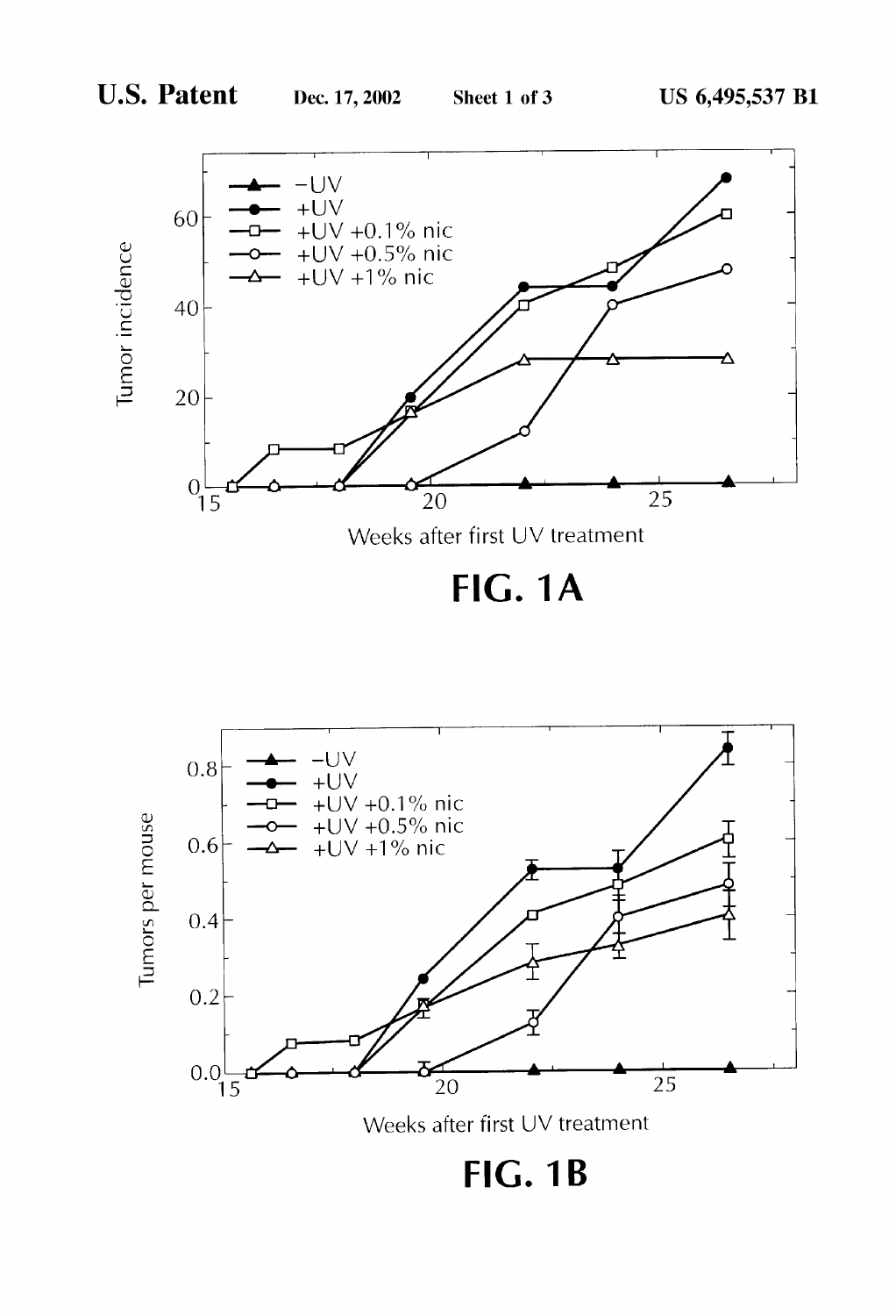FIG. 1A

FIG. 1B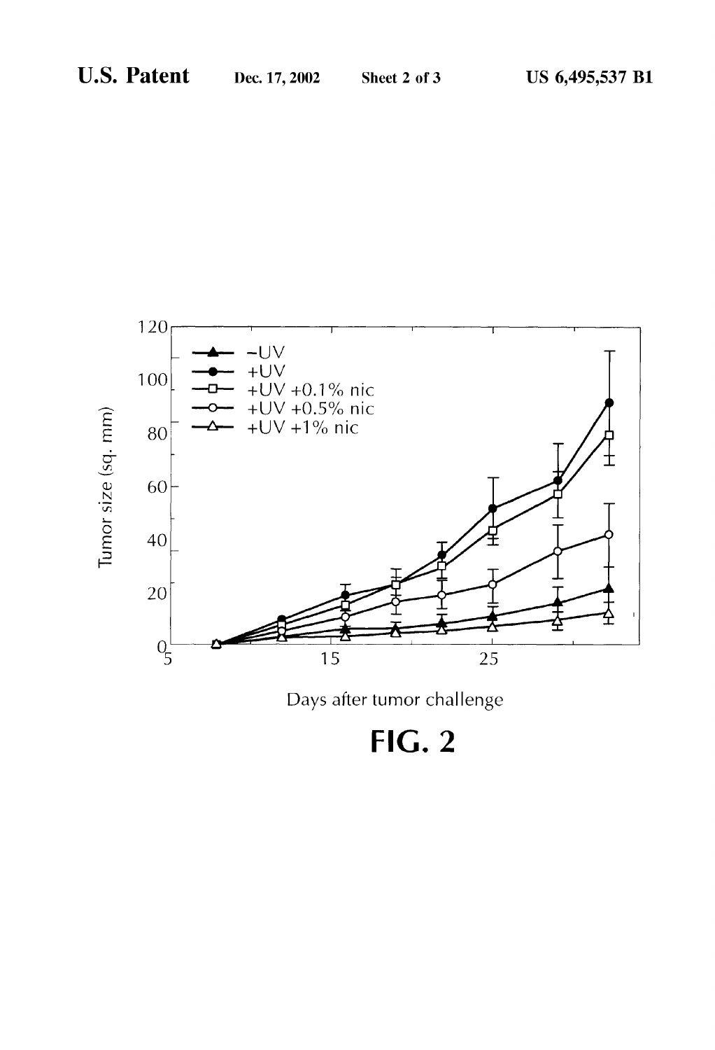FIG. 2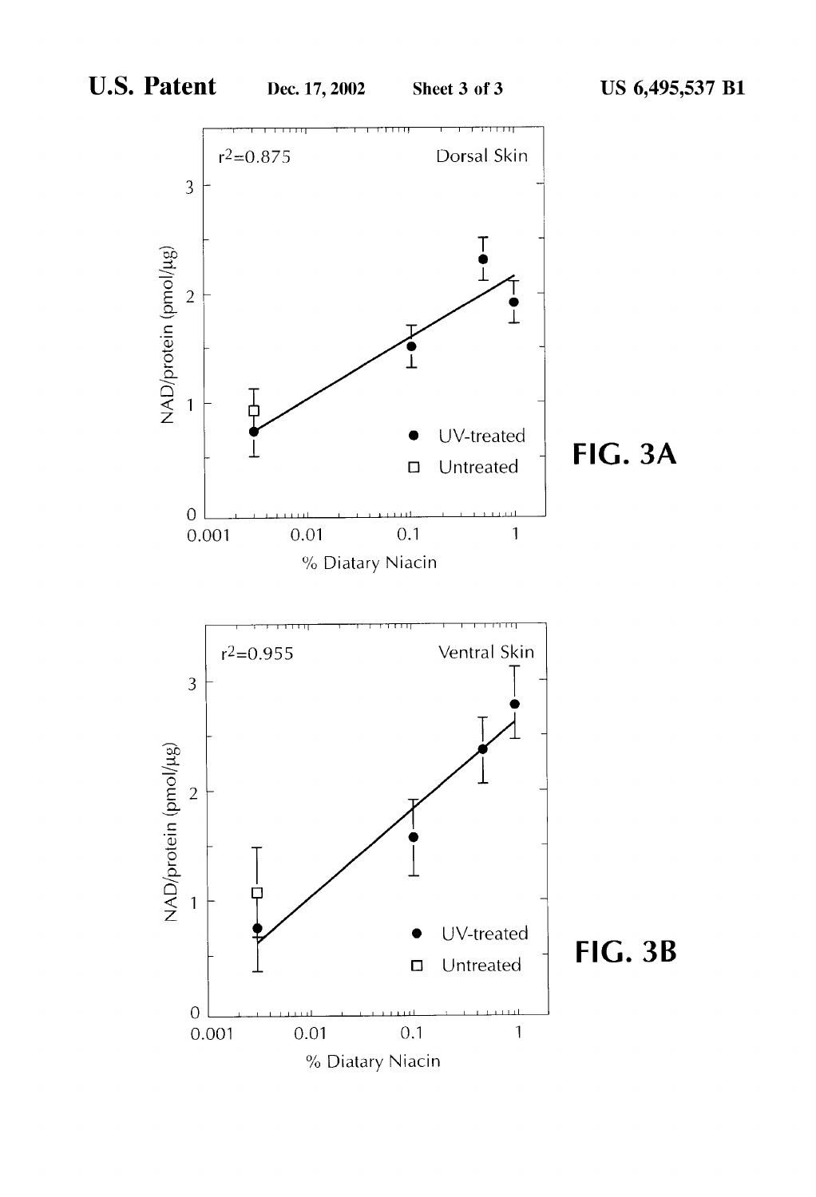FIG. 3A

FIG. 3B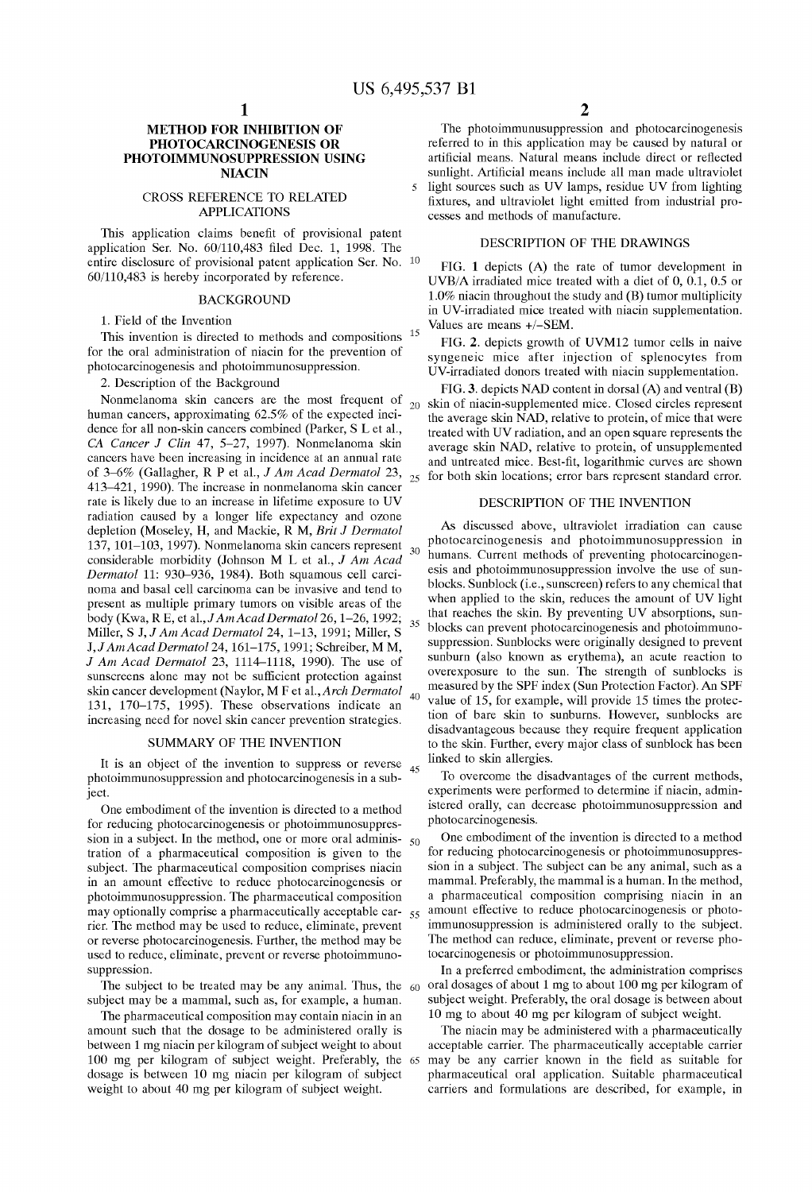# METHOD FOR INHIBITION OF PHOTOCARCINOGENESIS OR PHOTOIMMUNOSUPPRESSION USING NIACIN

## CROSS REFERENCE TO RELATED APPLICATIONS

This application claims benefit of provisional patent application Ser. No. 60/110,483 filed Dec. 1, 1998. The entire disclosure of provisional patent application Ser. No. 60/110,483 is hereby incorporated by reference.

## BACKGROUND

### 1. Field of the Invention

This invention is directed to methods and compositions for the oral administration of niacin for the prevention of photocarcinogenesis and photoimmunosuppression.

### 2. Description of the Background

Nonmelanoma skin cancers are the most frequent of human cancers, approximating 62.5% of the expected incidence for all non-skin cancers combined (Parker, S L et al., *CA Cancer J Clin* 47, 5–27, 1997). Nonmelanoma skin cancers have been increasing in incidence at an annual rate of 3–6% (Gallagher, R P et al., *J Am Acad Dermatol* 23, 413–421, 1990). The increase in nonmelanoma skin cancer rate is likely due to an increase in lifetime exposure to UV radiation caused by a longer life expectancy and ozone depletion (Moseley, H, and Mackie, R M, *Brit J Dermatol* 137, 101–103, 1997). Nonmelanoma skin cancers represent considerable morbidity (Johnson M L et al., *J Am Acad Dermatol* 11: 930–936, 1984). Both squamous cell carcinoma and basal cell carcinoma can be invasive and tend to present as multiple primary tumors on visible areas of the body (Kwa, R E, et al., *J Am Acad Dermatol* 26, 1–26, 1992; Miller, S J, *J Am Acad Dermatol* 24, 1–13, 1991; Miller, S J, *J Am Acad Dermatol* 24, 161–175, 1991; Schreiber, M M, *J Am Acad Dermatol* 23, 1114–1118, 1990). The use of sunscreens alone may not be sufficient protection against skin cancer development (Naylor, M F et al., *Arch Dermatol* 131, 170–175, 1995). These observations indicate an increasing need for novel skin cancer prevention strategies.

## SUMMARY OF THE INVENTION

It is an object of the invention to suppress or reverse photoimmunosuppression and photocarcinogenesis in a subject.

One embodiment of the invention is directed to a method for reducing photocarcinogenesis or photoimmunosuppression in a subject. In the method, one or more oral administration of a pharmaceutical composition is given to the subject. The pharmaceutical composition comprises niacin in an amount effective to reduce photocarcinogenesis or photoimmunosuppression. The pharmaceutical composition may optionally comprise a pharmaceutically acceptable carrier. The method may be used to reduce, eliminate, prevent or reverse photocarcinogenesis. Further, the method may be used to reduce, eliminate, prevent or reverse photoimmunosuppression.

The subject to be treated may be any animal. Thus, the subject may be a mammal, such as, for example, a human.

The pharmaceutical composition may contain niacin in an amount such that the dosage to be administered orally is between 1 mg niacin per kilogram of subject weight to about 100 mg per kilogram of subject weight. Preferably, the dosage is between 10 mg niacin per kilogram of subject weight to about 40 mg per kilogram of subject weight.

The photoimmunusuppression and photocarcinogenesis referred to in this application may be caused by natural or artificial means. Natural means include direct or reflected sunlight. Artificial means include all man made ultraviolet light sources such as UV lamps, residue UV from lighting fixtures, and ultraviolet light emitted from industrial processes and methods of manufacture.

## DESCRIPTION OF THE DRAWINGS

FIG. 1 depicts (A) the rate of tumor development in UVB/A irradiated mice treated with a diet of 0, 0.1, 0.5 or 1.0% niacin throughout the study and (B) tumor multiplicity in UV-irradiated mice treated with niacin supplementation. Values are means +/−SEM.

FIG. 2. depicts growth of UVM12 tumor cells in naive syngeneic mice after injection of splenocytes from UV-irradiated donors treated with niacin supplementation.

FIG. 3. depicts NAD content in dorsal (A) and ventral (B) skin of niacin-supplemented mice. Closed circles represent the average skin NAD, relative to protein, of mice that were treated with UV radiation, and an open square represents the average skin NAD, relative to protein, of unsupplemented and untreated mice. Best-fit, logarithmic curves are shown for both skin locations; error bars represent standard error.

## DESCRIPTION OF THE INVENTION

As discussed above, ultraviolet irradiation can cause photocarcinogenesis and photoimmunosuppression in humans. Current methods of preventing photocarcinogenesis and photoimmunosuppression involve the use of sunblocks. Sunblock (i.e., sunscreen) refers to any chemical that when applied to the skin, reduces the amount of UV light that reaches the skin. By preventing UV absorptions, sunblocks can prevent photocarcinogenesis and photoimmunosuppression. Sunblocks were originally designed to prevent sunburn (also known as erythema), an acute reaction to overexposure to the sun. The strength of sunblocks is measured by the SPF index (Sun Protection Factor). An SPF value of 15, for example, will provide 15 times the protection of bare skin to sunburns. However, sunblocks are disadvantageous because they require frequent application to the skin. Further, every major class of sunblock has been linked to skin allergies.

To overcome the disadvantages of the current methods, experiments were performed to determine if niacin, administered orally, can decrease photoimmunosuppression and photocarcinogenesis.

One embodiment of the invention is directed to a method for reducing photocarcinogenesis or photoimmunosuppression in a subject. The subject can be any animal, such as a mammal. Preferably, the mammal is a human. In the method, a pharmaceutical composition comprising niacin in an amount effective to reduce photocarcinogenesis or photoimmunosuppression is administered orally to the subject. The method can reduce, eliminate, prevent or reverse photocarcinogenesis or photoimmunosuppression.

In a preferred embodiment, the administration comprises oral dosages of about 1 mg to about 100 mg per kilogram of subject weight. Preferably, the oral dosage is between about 10 mg to about 40 mg per kilogram of subject weight.

The niacin may be administered with a pharmaceutically acceptable carrier. The pharmaceutically acceptable carrier may be any carrier known in the field as suitable for pharmaceutical oral application. Suitable pharmaceutical carriers and formulations are described, for example, in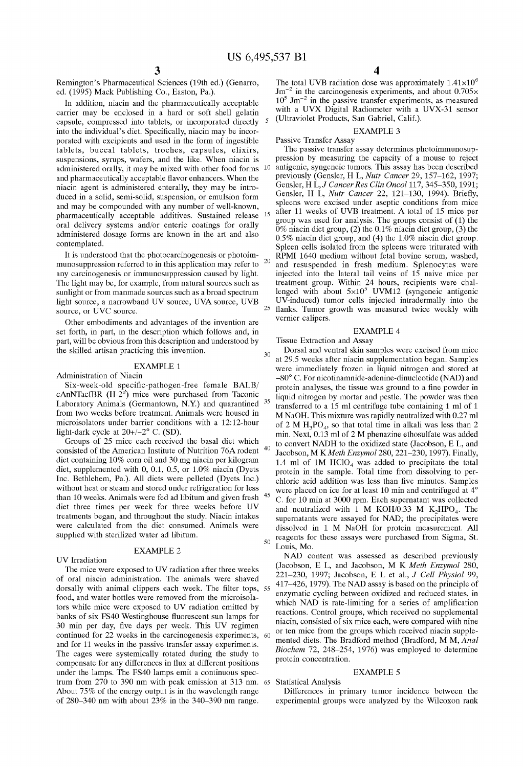Remington's Pharmaceutical Sciences (19th ed.) (Genarro, ed. (1995) Mack Publishing Co., Easton, Pa.).

In addition, niacin and the pharmaceutically acceptable carrier may be enclosed in a hard or soft shell gelatin capsule, compressed into tablets, or incorporated directly into the individual's diet. Specifically, niacin may be incorporated with excipients and used in the form of ingestible tablets, buccal tablets, troches, capsules, elixirs, suspensions, syrups, wafers, and the like. When niacin is administered orally, it may be mixed with other food forms and pharmaceutically acceptable flavor enhancers. When the niacin agent is administered enterally, they may be introduced in a solid, semi-solid, suspension, or emulsion form and may be compounded with any number of well-known, pharmaceutically acceptable additives. Sustained release oral delivery systems and/or enteric coatings for orally administered dosage forms are known in the art and also contemplated.

It is understood that the photocarcinogenesis or photoimmunosuppression referred to in this application may refer to any carcinogenesis or immunosuppression caused by light. The light may be, for example, from natural sources such as sunlight or from manmade sources such as a broad spectrum light source, a narrowband UV source, UVA source, UVB source, or UVC source.

Other embodiments and advantages of the invention are set forth, in part, in the description which follows and, in part, will be obvious from this description and understood by the skilled artisan practicing this invention.

## EXAMPLE 1

Administration of Niacin

Six-week-old specific-pathogen-free female BALB/cAnNTacfBR (H-$2^d$) mice were purchased from Taconic Laboratory Animals (Germantown, N.Y.) and quarantined from two weeks before treatment. Animals were housed in microisolators under barrier conditions with a 12:12-hour light-dark cycle at 20+/−2° C. (SD).

Groups of 25 mice each received the basal diet which consisted of the American Institute of Nutrition 76A rodent diet containing 10% corn oil and 30 mg niacin per kilogram diet, supplemented with 0, 0.1, 0.5, or 1.0% niacin (Dyets Inc. Bethlehem, Pa.). All diets were pelleted (Dyets Inc.) without heat or steam and stored under refrigeration for less than 10 weeks. Animals were fed ad libitum and given fresh diet three times per week for three weeks before UV treatments began, and throughout the study. Niacin intakes were calculated from the diet consumed. Animals were supplied with sterilized water ad libitum.

## EXAMPLE 2

UV Irradiation

The mice were exposed to UV radiation after three weeks of oral niacin administration. The animals were shaved dorsally with animal clippers each week. The filter tops, food, and water bottles were removed from the microisolators while mice were exposed to UV radiation emitted by banks of six FS40 Westinghouse fluorescent sun lamps for 30 min per day, five days per week. This UV regimen continued for 22 weeks in the carcinogenesis experiments, and for 11 weeks in the passive transfer assay experiments. The cages were systemically rotated during the study to compensate for any differences in flux at different positions under the lamps. The FS40 lamps emit a continuous spectrum from 270 to 390 nm with peak emission at 313 nm. About 75% of the energy output is in the wavelength range of 280–340 nm with about 23% in the 340–390 nm range. The total UVB radiation dose was approximately $1.41\times10^6$ $Jm^{-2}$ in the carcinogenesis experiments, and about $0.705\times10^5$ $Jm^{-2}$ in the passive transfer experiments, as measured with a UVX Digital Radiometer with a UVX-31 sensor (Ultraviolet Products, San Gabriel, Calif.).

## EXAMPLE 3

Passive Transfer Assay

The passive transfer assay determines photoimmunosuppression by measuring the capacity of a mouse to reject antigenic, syngeneic tumors. This assay has been described previously (Gensler, H L, *Nutr Cancer* 29, 157–162, 1997; Gensler, H L, *J Cancer Res Clin Oncol* 117, 345–350, 1991; Gensler, H L, *Nutr Cancer* 22, 121–130, 1994). Briefly, spleens were excised under aseptic conditions from mice after 11 weeks of UVB treatment. A total of 15 mice per group was used for analysis. The groups consist of (1) the 0% niacin diet group, (2) the 0.1% niacin diet group, (3) the 0.5% niacin diet group, and (4) the 1.0% niacin diet group. Spleen cells isolated from the spleens were triturated with RPMI 1640 medium without fetal bovine serum, washed, and resuspended in fresh medium. Splenocytes were injected into the lateral tail veins of 15 naive mice per treatment group. Within 24 hours, recipients were challenged with about $5\times10^5$ UVM12 (syngeneic antigenic UV-induced) tumor cells injected intradermally into the flanks. Tumor growth was measured twice weekly with vernier calipers.

## EXAMPLE 4

Tissue Extraction and Assay

Dorsal and ventral skin samples were excised from mice at 29.5 weeks after niacin supplementation began. Samples were immediately frozen in liquid nitrogen and stored at −80° C. For nicotinamnide-adenine-dinucleotide (NAD) and protein analyses, the tissue was ground to a fine powder in liquid nitrogen by mortar and pestle. The powder was then transferred to a 15 ml centrifuge tube containing 1 ml of 1 M NaOH. This mixture was rapidly neutralized with 0.27 ml of 2 M $H_3PO_4$, so that total time in alkali was less than 2 min. Next, 0.13 ml of 2 M phenazine ethosulfate was added to convert NADH to the oxidized state (Jacobson, E L, and Jacobson, M K *Meth Enzymol* 280, 221–230, 1997). Finally, 1.4 ml of 1M $HClO_4$ was added to precipitate the total protein in the sample. Total time from dissolving to perchloric acid addition was less than five minutes. Samples were placed on ice for at least 10 min and centrifuged at 4° C. for 10 min at 3000 rpm. Each supernatant was collected and neutralized with 1 M KOH/0.33 M $K_2HPO_4$. The supernatants were assayed for NAD; the precipitates were dissolved in 1 M NaOH for protein measurement. All reagents for these assays were purchased from Sigma, St. Louis, Mo.

NAD content was assessed as described previously (Jacobson, E L, and Jacobson, M K *Meth Enzymol* 280, 221–230, 1997; Jacobson, E L et al., *J Cell Physiol* 99, 417–426, 1979). The NAD assay is based on the principle of enzymatic cycling between oxidized and reduced states, in which NAD is rate-limiting for a series of amplification reactions. Control groups, which received no supplemental niacin, consisted of six mice each, were compared with nine or ten mice from the groups which received niacin supplemented diets. The Bradford method (Bradford, M M, *Anal Biochem* 72, 248–254, 1976) was employed to determine protein concentration.

## EXAMPLE 5

Statistical Analysis

Differences in primary tumor incidence between the experimental groups were analyzed by the Wilcoxon rank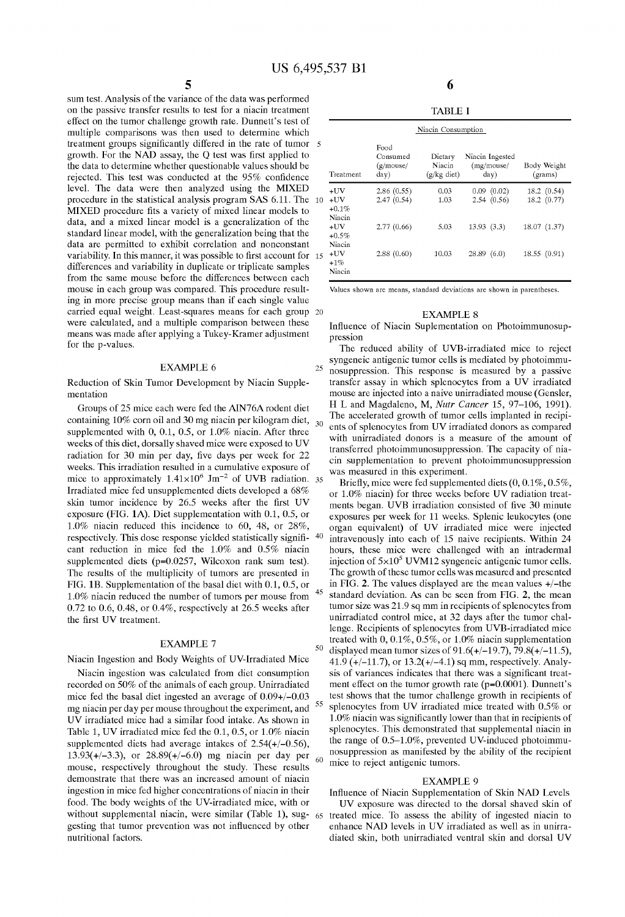sum test. Analysis of the variance of the data was performed on the passive transfer results to test for a niacin treatment effect on the tumor challenge growth rate. Dunnett's test of multiple comparisons was then used to determine which treatment groups significantly differed in the rate of tumor growth. For the NAD assay, the Q test was first applied to the data to determine whether questionable values should be rejected. This test was conducted at the 95% confidence level. The data were then analyzed using the MIXED procedure in the statistical analysis program SAS 6.11. The MIXED procedure fits a variety of mixed linear models to data, and a mixed linear model is a generalization of the standard linear model, with the generalization being that the data are permitted to exhibit correlation and nonconstant variability. In this manner, it was possible to first account for differences and variability in duplicate or triplicate samples from the same mouse before the differences between each mouse in each group was compared. This procedure resulting in more precise group means than if each single value carried equal weight. Least-squares means for each group were calculated, and a multiple comparison between these means was made after applying a Tukey-Kramer adjustment for the p-values.

## EXAMPLE 6

Reduction of Skin Tumor Development by Niacin Supplementation

Groups of 25 mice each were fed the AIN76A rodent diet containing 10% corn oil and 30 mg niacin per kilogram diet, supplemented with 0, 0.1, 0.5, or 1.0% niacin. After three weeks of this diet, dorsally shaved mice were exposed to UV radiation for 30 min per day, five days per week for 22 weeks. This irradiation resulted in a cumulative exposure of mice to approximately $1.41 \times 10^6$ $Jm^{-2}$ of UVB radiation. Irradiated mice fed unsupplemented diets developed a 68% skin tumor incidence by 26.5 weeks after the first UV exposure (FIG. 1A). Diet supplementation with 0.1, 0.5, or 1.0% niacin reduced this incidence to 60, 48, or 28%, respectively. This dose response yielded statistically significant reduction in mice fed the 1.0% and 0.5% niacin supplemented diets (p=0.0257, Wilcoxon rank sum test). The results of the multiplicity of tumors are presented in FIG. 1B. Supplementation of the basal diet with 0.1, 0.5, or 1.0% niacin reduced the number of tumors per mouse from 0.72 to 0.6, 0.48, or 0.4%, respectively at 26.5 weeks after the first UV treatment.

## EXAMPLE 7

Niacin Ingestion and Body Weights of UV-Irradiated Mice

Niacin ingestion was calculated from diet consumption recorded on 50% of the animals of each group. Unirradiated mice fed the basal diet ingested an average of 0.09+/−0.03 mg niacin per day per mouse throughout the experiment, and UV irradiated mice had a similar food intake. As shown in Table 1, UV irradiated mice fed the 0.1, 0.5, or 1.0% niacin supplemented diets had average intakes of 2.54(+/−0.56), 13.93(+/−3.3), or 28.89(+/−6.0) mg niacin per day per mouse, respectively throughout the study. These results demonstrate that there was an increased amount of niacin ingestion in mice fed higher concentrations of niacin in their food. The body weights of the UV-irradiated mice, with or without supplemental niacin, were similar (Table 1), suggesting that tumor prevention was not influenced by other nutritional factors.

TABLE I

Niacin Consumption

| Treatment | Food Consumed (g/mouse/day) | Dietary Niacin (g/kg diet) | Niacin Ingested (mg/mouse/day) | Body Weight (grams) |
|---|---|---|---|---|
| +UV | 2.86 (0.55) | 0.03 | 0.09 (0.02) | 18.2 (0.54) |
| +UV +0.1% Niacin | 2.47 (0.54) | 1.03 | 2.54 (0.56) | 18.2 (0.77) |
| +UV +0.5% Niacin | 2.77 (0.66) | 5.03 | 13.93 (3.3) | 18.07 (1.37) |
| +UV +1% Niacin | 2.88 (0.60) | 10.03 | 28.89 (6.0) | 18.55 (0.91) |

Values shown are means, standard deviations are shown in parentheses.

## EXAMPLE 8

Influence of Niacin Suplementation on Photoimmunosuppression

The reduced ability of UVB-irradiated mice to reject syngeneic antigenic tumor cells is mediated by photoimmunosuppression. This response is measured by a passive transfer assay in which splenocytes from a UV irradiated mouse are injected into a naive unirradiated mouse (Gensler, H L and Magdaleno, M, *Nutr Cancer* 15, 97–106, 1991). The accelerated growth of tumor cells implanted in recipients of splenocytes from UV irradiated donors as compared with unirradiated donors is a measure of the amount of transferred photoimmunosuppression. The capacity of niacin supplementation to prevent photoimmunosuppression was measured in this experiment.

Briefly, mice were fed supplemented diets (0, 0.1%, 0.5%, or 1.0% niacin) for three weeks before UV radiation treatments began. UVB irradiation consisted of five 30 minute exposures per week for 11 weeks. Splenic leukocytes (one organ equivalent) of UV irradiated mice were injected intravenously into each of 15 naive recipients. Within 24 hours, these mice were challenged with an intradermal injection of $5 \times 10^5$ UVM12 syngeneic antigenic tumor cells. The growth of these tumor cells was measured and presented in FIG. 2. The values displayed are the mean values +/−the standard deviation. As can be seen from FIG. 2, the mean tumor size was 21.9 sq mm in recipients of splenocytes from unirradiated control mice, at 32 days after the tumor challenge. Recipients of splenocytes from UVB-irradiated mice treated with 0, 0.1%, 0.5%, or 1.0% niacin supplementation displayed mean tumor sizes of 91.6(+/−19.7), 79.8(+/−11.5), 41.9 (+/−11.7), or 13.2(+/−4.1) sq mm, respectively. Analysis of variances indicates that there was a significant treatment effect on the tumor growth rate (p=0.0001). Dunnett's test shows that the tumor challenge growth in recipients of splenocytes from UV irradiated mice treated with 0.5% or 1.0% niacin was significantly lower than that in recipients of splenocytes. This demonstrated that supplemental niacin in the range of 0.5–1.0%, prevented UV-induced photoimmunosuppression as manifested by the ability of the recipient mice to reject antigenic tumors.

## EXAMPLE 9

Influence of Niacin Supplementation of Skin NAD Levels

UV exposure was directed to the dorsal shaved skin of treated mice. To assess the ability of ingested niacin to enhance NAD levels in UV irradiated as well as in unirradiated skin, both unirradiated ventral skin and dorsal UV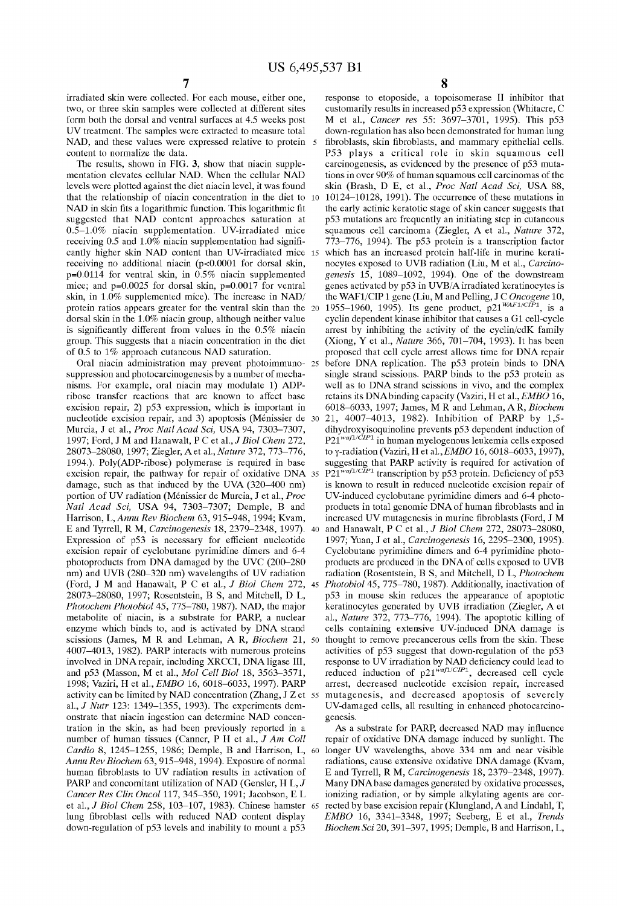irradiated skin were collected. For each mouse, either one, two, or three skin samples were collected at different sites form both the dorsal and ventral surfaces at 4.5 weeks post UV treatment. The samples were extracted to measure total NAD, and these values were expressed relative to protein content to normalize the data.

The results, shown in FIG. 3, show that niacin supplementation elevates cellular NAD. When the cellular NAD levels were plotted against the diet niacin level, it was found that the relationship of niacin concentration in the diet to NAD in skin fits a logarithmic function. This logarithmic fit suggested that NAD content approaches saturation at 0.5–1.0% niacin supplementation. UV-irradiated mice receiving 0.5 and 1.0% niacin supplementation had significantly higher skin NAD content than UV-irradiated mice receiving no additional niacin ($p<0.0001$ for dorsal skin, $p=0.0114$ for ventral skin, in 0.5% niacin supplemented mice; and $p=0.0025$ for dorsal skin, $p=0.0017$ for ventral skin, in 1.0% supplemented mice). The increase in NAD/protein ratios appears greater for the ventral skin than the dorsal skin in the 1.0% niacin group, although neither value is significantly different from values in the 0.5% niacin group. This suggests that a niacin concentration in the diet of 0.5 to 1% approach cutaneous NAD saturation.

Oral niacin administration may prevent photoimmunosuppression and photocarcinogenesis by a number of mechanisms. For example, oral niacin may modulate 1) ADP-ribose transfer reactions that are known to affect base excision repair, 2) p53 expression, which is important in nucleotide excision repair, and 3) apoptosis (Ménissier de Murcia, J et al., *Proc Natl Acad Sci,* USA 94, 7303–7307, 1997; Ford, J M and Hanawalt, P C et al., *J Biol Chem* 272, 28073–28080, 1997; Ziegler, A et al., *Nature* 372, 773–776, 1994.). Poly(ADP-ribose) polymerase is required in base excision repair, the pathway for repair of oxidative DNA damage, such as that induced by the UVA (320–400 nm) portion of UV radiation (Ménissier de Murcia, J et al., *Proc Natl Acad Sci,* USA 94, 7303–7307; Demple, B and Harrison, L, *Annu Rev Biochem* 63, 915–948, 1994; Kvam, E and Tyrrell, R M, *Carcinogenesis* 18, 2379–2348, 1997). Expression of p53 is necessary for efficient nucleotide excision repair of cyclobutane pyrimidine dimers and 6-4 photoproducts from DNA damaged by the UVC (200–280 nm) and UVB (280–320 nm) wavelengths of UV radiation (Ford, J M and Hanawalt, P C et al., *J Biol Chem* 272, 28073–28080, 1997; Rosentstein, B S, and Mitchell, D L, *Photochem Photobiol* 45, 775–780, 1987). NAD, the major metabolite of niacin, is a substrate for PARP, a nuclear enzyme which binds to, and is activated by DNA strand scissions (James, M R and Lehman, A R, *Biochem* 21, 4007–4013, 1982). PARP interacts with numerous proteins involved in DNA repair, including XRCCI, DNA ligase III, and p53 (Masson, M et al., *Mol Cell Biol* 18, 3563–3571, 1998; Vaziri, H et al., *EMBO* 16, 6018–6033, 1997). PARP activity can be limited by NAD concentration (Zhang, J Z et al., *J Nutr* 123: 1349–1355, 1993). The experiments demonstrate that niacin ingestion can determine NAD concentration in the skin, as had been previously reported in a number of human tissues (Canner, P H et al., *J Am Coll Cardio* 8, 1245–1255, 1986; Demple, B and Harrison, L, *Annu Rev Biochem* 63, 915–948, 1994). Exposure of normal human fibroblasts to UV radiation results in activation of PARP and concomitant utilization of NAD (Gensler, H L, *J Cancer Res Clin Oncol* 117, 345–350, 1991; Jacobson, E L et al., *J Biol Chem* 258, 103–107, 1983). Chinese hamster lung fibroblast cells with reduced NAD content display down-regulation of p53 levels and inability to mount a p53 response to etoposide, a topoisomerase II inhibitor that customarily results in increased p53 expression (Whitacre, C M et al., *Cancer res* 55: 3697–3701, 1995). This p53 down-regulation has also been demonstrated for human lung fibroblasts, skin fibroblasts, and mammary epithelial cells. P53 plays a critical role in skin squamous cell carcinogenesis, as evidenced by the presence of p53 mutations in over 90% of human squamous cell carcinomas of the skin (Brash, D E, et al., *Proc Natl Acad Sci,* USA 88, 10124–10128, 1991). The occurrence of these mutations in the early actinic keratotic stage of skin cancer suggests that p53 mutations are frequently an initiating step in cutaneous squamous cell carcinoma (Ziegler, A et al., *Nature* 372, 773–776, 1994). The p53 protein is a transcription factor which has an increased protein half-life in murine keratinocytes exposed to UVB radiation (Liu, M et al., *Carcinogenesis* 15, 1089–1092, 1994). One of the downstream genes activated by p53 in UVB/A irradiated keratinocytes is the WAF1/CIP 1 gene (Liu, M and Pelling, J C *Oncogene* 10, 1955–1960, 1995). Its gene product, $p21^{WAF1/CIP1}$, is a cyclin dependent kinase inhibitor that causes a G1 cell-cycle arrest by inhibiting the activity of the cyclin/cdK family (Xiong, Y et al., *Nature* 366, 701–704, 1993). It has been proposed that cell cycle arrest allows time for DNA repair before DNA replication. The p53 protein binds to DNA single strand scissions. PARP binds to the p53 protein as well as to DNA strand scissions in vivo, and the complex retains its DNA binding capacity (Vaziri, H et al., *EMBO* 16, 6018–6033, 1997; James, M R and Lehman, A R, *Biochem* 21, 4007–4013, 1982). Inhibition of PARP by 1,5-dihydroxyisoquinoline prevents p53 dependent induction of $P21^{waf1/CIP1}$ in human myelogenous leukemia cells exposed to γ-radiation (Vaziri, H et al., *EMBO* 16, 6018–6033, 1997), suggesting that PARP activity is required for activation of $P21^{waf1/CIP1}$ transcription by p53 protein. Deficiency of p53 is known to result in reduced nucleotide excision repair of UV-induced cyclobutane pyrimidine dimers and 6-4 photoproducts in total genomic DNA of human fibroblasts and in increased UV mutagenesis in murine fibroblasts (Ford, J M and Hanawalt, P C et al., *J Biol Chem* 272, 28073–28080, 1997; Yuan, J et al., *Carcinogenesis* 16, 2295–2300, 1995). Cyclobutane pyrimidine dimers and 6-4 pyrimidine photoproducts are produced in the DNA of cells exposed to UVB radiation (Rosentstein, B S, and Mitchell, D L, *Photochem Photobiol* 45, 775–780, 1987). Additionally, inactivation of p53 in mouse skin reduces the appearance of apoptotic keratinocytes generated by UVB irradiation (Ziegler, A et al., *Nature* 372, 773–776, 1994). The apoptotic killing of cells containing extensive UV-induced DNA damage is thought to remove precancerous cells from the skin. These activities of p53 suggest that down-regulation of the p53 response to UV irradiation by NAD deficiency could lead to reduced induction of $p21^{waf1/CIP1}$, decreased cell cycle arrest, decreased nucleotide excision repair, increased mutagenesis, and decreased apoptosis of severely UV-damaged cells, all resulting in enhanced photocarcinogenesis.

As a substrate for PARP, decreased NAD may influence repair of oxidative DNA damage induced by sunlight. The longer UV wavelengths, above 334 nm and near visible radiations, cause extensive oxidative DNA damage (Kvam, E and Tyrrell, R M, *Carcinogenesis* 18, 2379–2348, 1997). Many DNA base damages generated by oxidative processes, ionizing radiation, or by simple alkylating agents are corrected by base excision repair (Klungland, A and Lindahl, T, *EMBO* 16, 3341–3348, 1997; Seeberg, E et al., *Trends Biochem Sci* 20, 391–397, 1995; Demple, B and Harrison, L,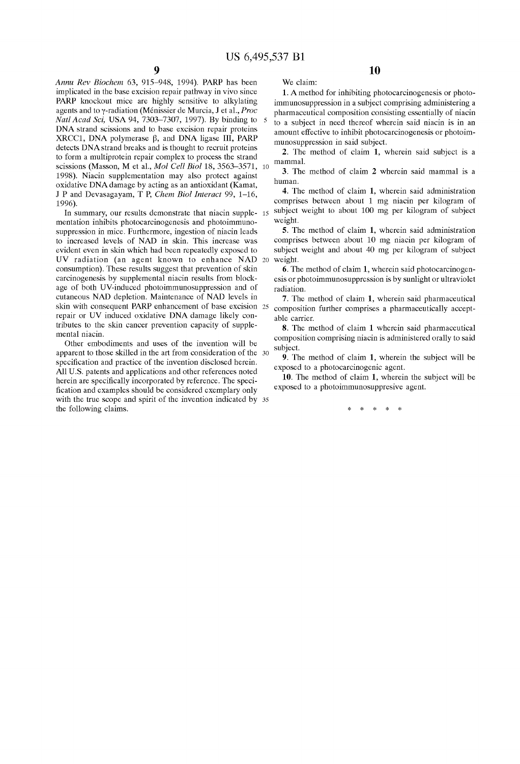*Annu Rev Biochem* 63, 915–948, 1994). PARP has been implicated in the base excision repair pathway in vivo since PARP knockout mice are highly sensitive to alkylating agents and to γ-radiation (Ménissier de Murcia, J et al., *Proc Natl Acad Sci,* USA 94, 7303–7307, 1997). By binding to DNA strand scissions and to base excision repair proteins XRCC1, DNA polymerase β, and DNA ligase III, PARP detects DNA strand breaks and is thought to recruit proteins to form a multiprotein repair complex to process the strand scissions (Masson, M et al., *Mol Cell Biol* 18, 3563–3571, 1998). Niacin supplementation may also protect against oxidative DNA damage by acting as an antioxidant (Kamat, J P and Devasagayam, T P, *Chem Biol Interact* 99, 1–16, 1996).

In summary, our results demonstrate that niacin supplementation inhibits photocarcinogenesis and photoimmunosuppression in mice. Furthermore, ingestion of niacin leads to increased levels of NAD in skin. This increase was evident even in skin which had been repeatedly exposed to UV radiation (an agent known to enhance NAD consumption). These results suggest that prevention of skin carcinogenesis by supplemental niacin results from blockage of both UV-induced photoimmunosuppression and of cutaneous NAD depletion. Maintenance of NAD levels in skin with consequent PARP enhancement of base excision repair or UV induced oxidative DNA damage likely contributes to the skin cancer prevention capacity of supplemental niacin.

Other embodiments and uses of the invention will be apparent to those skilled in the art from consideration of the specification and practice of the invention disclosed herein. All U.S. patents and applications and other references noted herein are specifically incorporated by reference. The specification and examples should be considered exemplary only with the true scope and spirit of the invention indicated by the following claims.

We claim:

1. A method for inhibiting photocarcinogenesis or photoimmunosuppression in a subject comprising administering a pharmaceutical composition consisting essentially of niacin to a subject in need thereof wherein said niacin is in an amount effective to inhibit photocarcinogenesis or photoimmunosuppression in said subject.

2. The method of claim 1, wherein said subject is a mammal.

3. The method of claim 2 wherein said mammal is a human.

4. The method of claim 1, wherein said administration comprises between about 1 mg niacin per kilogram of subject weight to about 100 mg per kilogram of subject weight.

5. The method of claim 1, wherein said administration comprises between about 10 mg niacin per kilogram of subject weight and about 40 mg per kilogram of subject weight.

6. The method of claim 1, wherein said photocarcinogenesis or photoimmunosuppression is by sunlight or ultraviolet radiation.

7. The method of claim 1, wherein said pharmaceutical composition further comprises a pharmaceutically acceptable carrier.

8. The method of claim 1 wherein said pharmaceutical composition comprising niacin is administered orally to said subject.

9. The method of claim 1, wherein the subject will be exposed to a photocarcinogenic agent.

10. The method of claim 1, wherein the subject will be exposed to a photoimmunosuppresive agent.

* * * * *